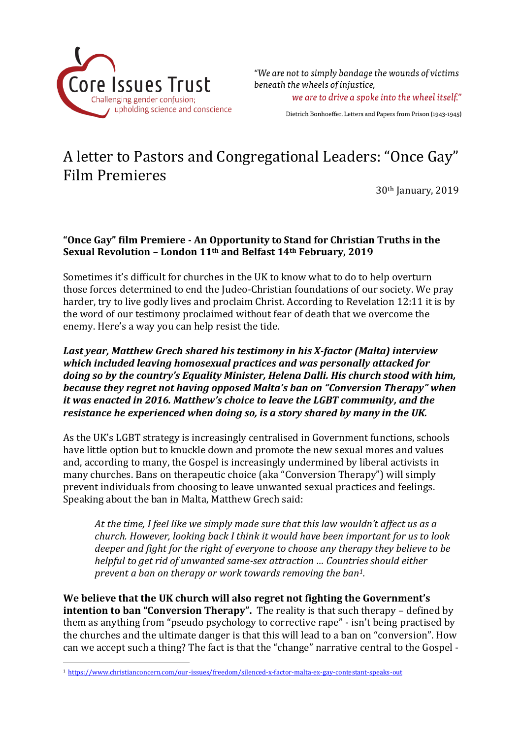Core Issues Trust

Challenging gender confusion; upholding science and conscience

*"We are not to simply bandage the wounds of victims beneath the wheels of injustice,*
*we are to drive a spoke into the wheel itself."*

Dietrich Bonhoeffer, Letters and Papers from Prison (1943-1945)

# A letter to Pastors and Congregational Leaders: "Once Gay" Film Premieres

30th January, 2019

**"Once Gay" film Premiere - An Opportunity to Stand for Christian Truths in the Sexual Revolution – London 11th and Belfast 14th February, 2019**

Sometimes it's difficult for churches in the UK to know what to do to help overturn those forces determined to end the Judeo-Christian foundations of our society. We pray harder, try to live godly lives and proclaim Christ. According to Revelation 12:11 it is by the word of our testimony proclaimed without fear of death that we overcome the enemy. Here's a way you can help resist the tide.

***Last year, Matthew Grech shared his testimony in his X-factor (Malta) interview which included leaving homosexual practices and was personally attacked for doing so by the country's Equality Minister, Helena Dalli. His church stood with him, because they regret not having opposed Malta's ban on "Conversion Therapy" when it was enacted in 2016. Matthew's choice to leave the LGBT community, and the resistance he experienced when doing so, is a story shared by many in the UK.***

As the UK's LGBT strategy is increasingly centralised in Government functions, schools have little option but to knuckle down and promote the new sexual mores and values and, according to many, the Gospel is increasingly undermined by liberal activists in many churches. Bans on therapeutic choice (aka "Conversion Therapy") will simply prevent individuals from choosing to leave unwanted sexual practices and feelings. Speaking about the ban in Malta, Matthew Grech said:

> *At the time, I feel like we simply made sure that this law wouldn't affect us as a church. However, looking back I think it would have been important for us to look deeper and fight for the right of everyone to choose any therapy they believe to be helpful to get rid of unwanted same-sex attraction … Countries should either prevent a ban on therapy or work towards removing the ban[1].*

**We believe that the UK church will also regret not fighting the Government's intention to ban "Conversion Therapy".** The reality is that such therapy – defined by them as anything from "pseudo psychology to corrective rape" - isn't being practised by the churches and the ultimate danger is that this will lead to a ban on "conversion". How can we accept such a thing? The fact is that the "change" narrative central to the Gospel -

[1] https://www.christianconcern.com/our-issues/freedom/silenced-x-factor-malta-ex-gay-contestant-speaks-out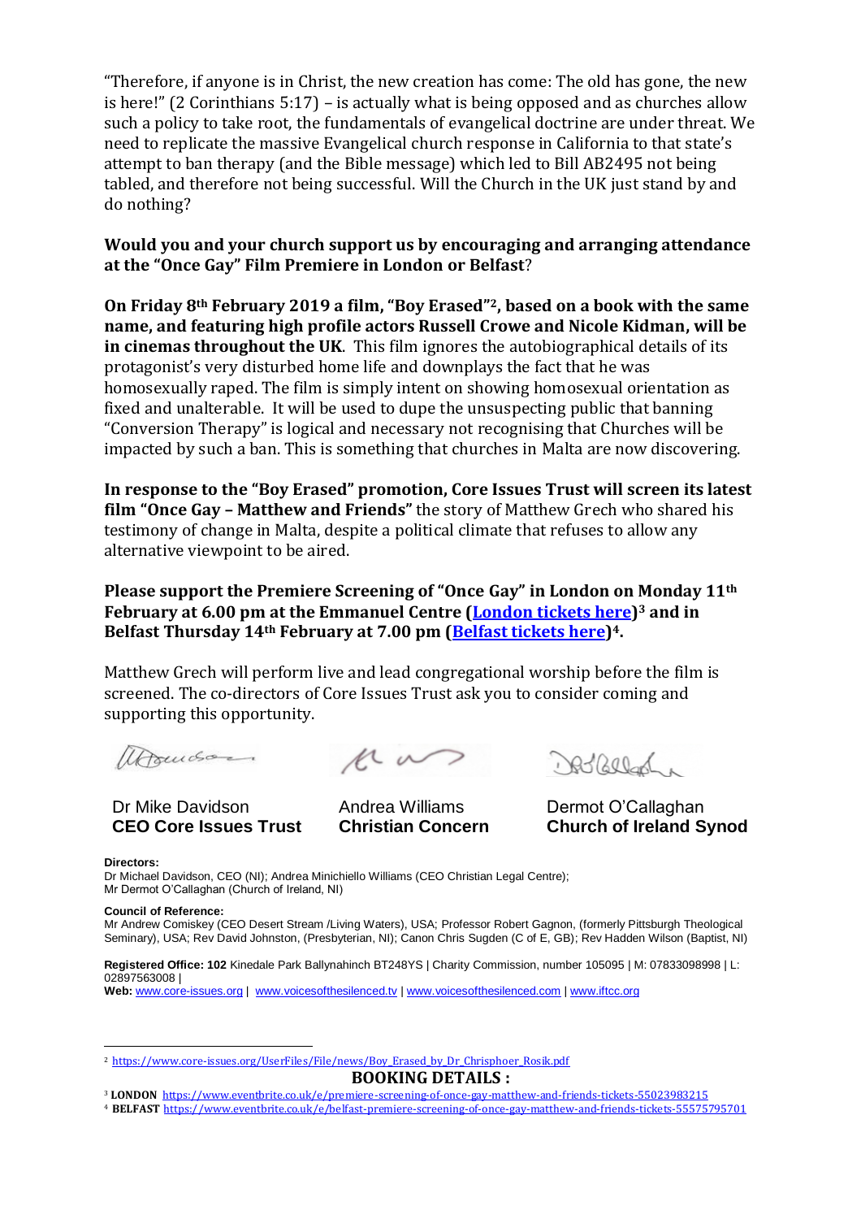"Therefore, if anyone is in Christ, the new creation has come: The old has gone, the new is here!" (2 Corinthians 5:17) – is actually what is being opposed and as churches allow such a policy to take root, the fundamentals of evangelical doctrine are under threat. We need to replicate the massive Evangelical church response in California to that state's attempt to ban therapy (and the Bible message) which led to Bill AB2495 not being tabled, and therefore not being successful. Will the Church in the UK just stand by and do nothing?

**Would you and your church support us by encouraging and arranging attendance at the "Once Gay" Film Premiere in London or Belfast**?

**On Friday 8th February 2019 a film, "Boy Erased"[2], based on a book with the same name, and featuring high profile actors Russell Crowe and Nicole Kidman, will be in cinemas throughout the UK**. This film ignores the autobiographical details of its protagonist's very disturbed home life and downplays the fact that he was homosexually raped. The film is simply intent on showing homosexual orientation as fixed and unalterable. It will be used to dupe the unsuspecting public that banning "Conversion Therapy" is logical and necessary not recognising that Churches will be impacted by such a ban. This is something that churches in Malta are now discovering.

**In response to the "Boy Erased" promotion, Core Issues Trust will screen its latest film "Once Gay – Matthew and Friends"** the story of Matthew Grech who shared his testimony of change in Malta, despite a political climate that refuses to allow any alternative viewpoint to be aired.

**Please support the Premiere Screening of "Once Gay" in London on Monday 11th February at 6.00 pm at the Emmanuel Centre (London tickets here)[3] and in Belfast Thursday 14th February at 7.00 pm (Belfast tickets here)[4].**

Matthew Grech will perform live and lead congregational worship before the film is screened. The co-directors of Core Issues Trust ask you to consider coming and supporting this opportunity.

| | | |
|---|---|---|
| Dr Mike Davidson | Andrea Williams | Dermot O'Callaghan |
| **CEO Core Issues Trust** | **Christian Concern** | **Church of Ireland Synod** |

**Directors:**
Dr Michael Davidson, CEO (NI); Andrea Minichiello Williams (CEO Christian Legal Centre); Mr Dermot O'Callaghan (Church of Ireland, NI)

**Council of Reference:**
Mr Andrew Comiskey (CEO Desert Stream /Living Waters), USA; Professor Robert Gagnon, (formerly Pittsburgh Theological Seminary), USA; Rev David Johnston, (Presbyterian, NI); Canon Chris Sugden (C of E, GB); Rev Hadden Wilson (Baptist, NI)

**Registered Office: 102** Kinedale Park Ballynahinch BT248YS | Charity Commission, number 105095 | M: 07833098998 | L: 02897563008 |
**Web:** www.core-issues.org | www.voicesofthesilenced.tv | www.voicesofthesilenced.com | www.iftcc.org

[2] https://www.core-issues.org/UserFiles/File/news/Boy_Erased_by_Dr_Chrisphoer_Rosik.pdf

**BOOKING DETAILS :**

[3] **LONDON** https://www.eventbrite.co.uk/e/premiere-screening-of-once-gay-matthew-and-friends-tickets-55023983215

[4] **BELFAST** https://www.eventbrite.co.uk/e/belfast-premiere-screening-of-once-gay-matthew-and-friends-tickets-55575795701